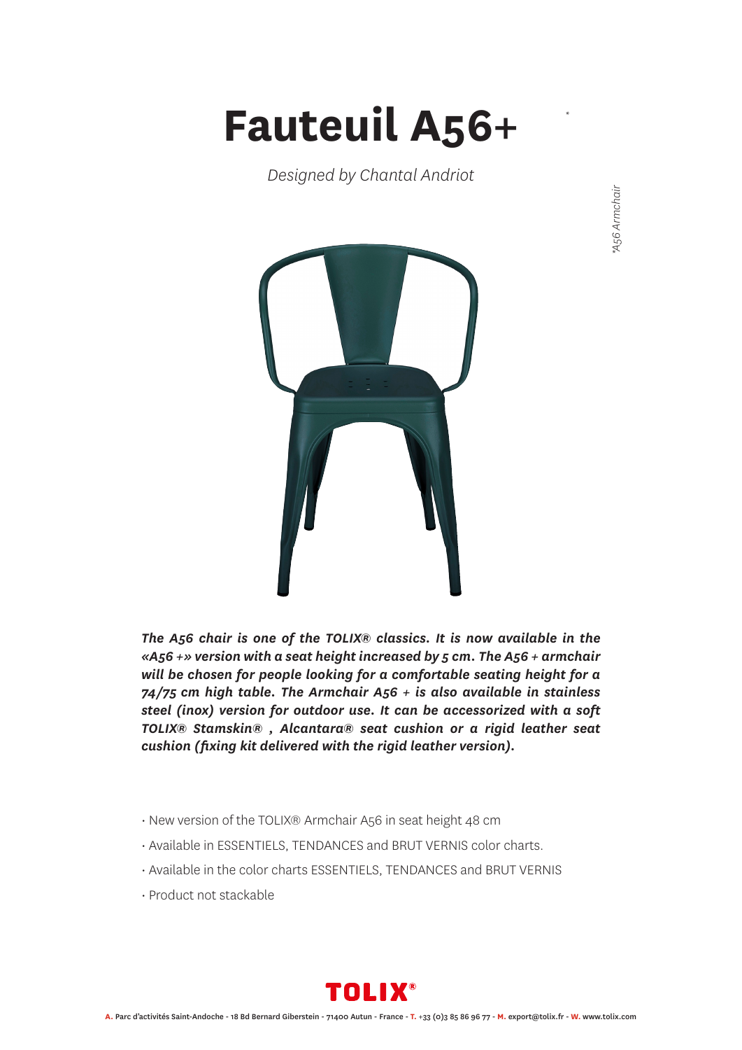# Fauteuil A56+ *

*Designed by Chantal Andriot*

**\*A56 Armchair*

***The A56 chair is one of the TOLIX® classics. It is now available in the «A56 +» version with a seat height increased by 5 cm. The A56 + armchair will be chosen for people looking for a comfortable seating height for a 74/75 cm high table. The Armchair A56 + is also available in stainless steel (inox) version for outdoor use. It can be accessorized with a soft TOLIX® Stamskin® , Alcantara® seat cushion or a rigid leather seat cushion (fixing kit delivered with the rigid leather version).***

- New version of the TOLIX® Armchair A56 in seat height 48 cm
- Available in ESSENTIELS, TENDANCES and BRUT VERNIS color charts.
- Available in the color charts ESSENTIELS, TENDANCES and BRUT VERNIS
- Product not stackable

**TOLIX®**

**A.** Parc d'activités Saint-Andoche - 18 Bd Bernard Giberstein - 71400 Autun - France - **T.** +33 (0)3 85 86 96 77 - **M.** export@tolix.fr - **W.** www.tolix.com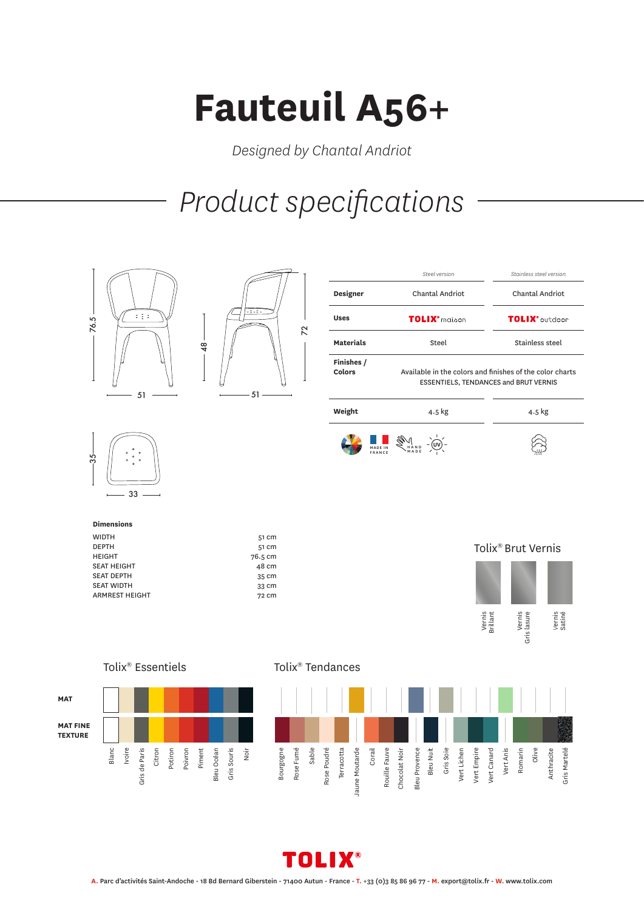# Fauteuil A56+

*Designed by Chantal Andriot*

## *Product specifications*

76.5
48
72
51
51
35
33

| | *Steel version* | *Stainless steel version* |
|---|---|---|
| **Designer** | Chantal Andriot | Chantal Andriot |
| **Uses** | TOLIX® maison | TOLIX® outdoor |
| **Materials** | Steel | Stainless steel |
| **Finishes / Colors** | Available in the colors and finishes of the color charts ESSENTIELS, TENDANCES and BRUT VERNIS | |
| **Weight** | 4.5 kg | 4.5 kg |

MADE IN FRANCE
HAND MADE
UV

**Dimensions**

| | |
|---|---|
| WIDTH | 51 cm |
| DEPTH | 51 cm |
| HEIGHT | 76.5 cm |
| SEAT HEIGHT | 48 cm |
| SEAT DEPTH | 35 cm |
| SEAT WIDTH | 33 cm |
| ARMREST HEIGHT | 72 cm |

### Tolix® Brut Vernis

Vernis Brillant, Vernis Gris lasure, Vernis Satiné

### Tolix® Essentiels

MAT
MAT FINE TEXTURE

Blanc, Ivoire, Gris de Paris, Citron, Potiron, Poivron, Piment, Bleu Océan, Gris Souris, Noir

### Tolix® Tendances

Bourgogne, Rose Fumé, Sable, Rose Poudré, Terracotta, Jaune Moutarde, Corail, Rouille Fauve, Chocolat Noir, Bleu Provence, Bleu Nuit, Gris Soie, Vert Lichen, Vert Empire, Vert Canard, Vert Anis, Romarin, Olive, Anthracite, Gris Martelé

TOLIX®

**A.** Parc d'activités Saint-Andoche - 18 Bd Bernard Giberstein - 71400 Autun - France - **T.** +33 (0)3 85 86 96 77 - **M.** export@tolix.fr - **W.** www.tolix.com